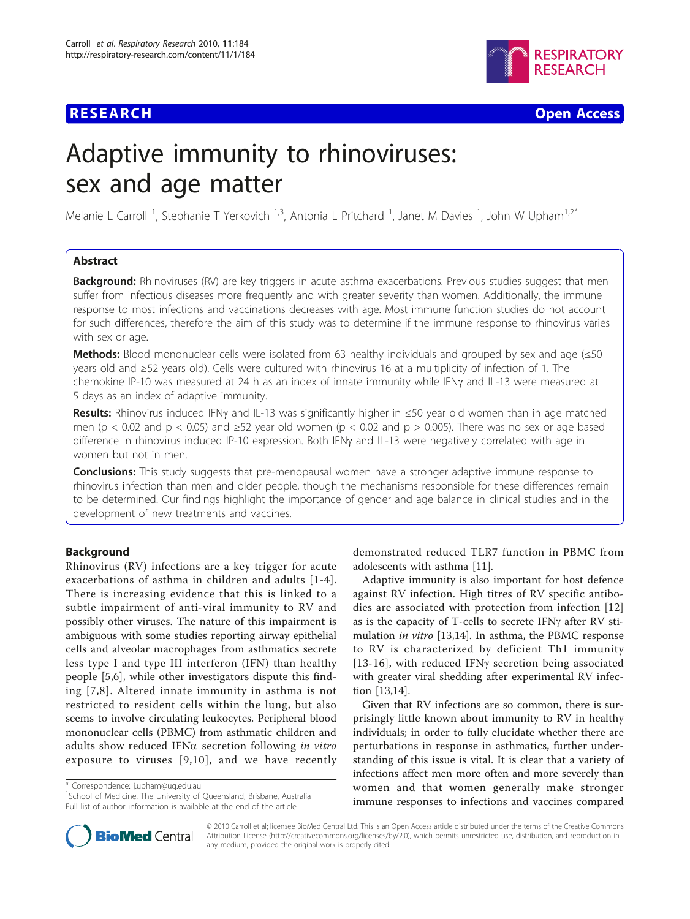**RESEARCH** **Open Access**

# Adaptive immunity to rhinoviruses: sex and age matter

Melanie L Carroll [1], Stephanie T Yerkovich [1,3], Antonia L Pritchard [1], Janet M Davies [1], John W Upham[1,2*]

## Abstract

**Background:** Rhinoviruses (RV) are key triggers in acute asthma exacerbations. Previous studies suggest that men suffer from infectious diseases more frequently and with greater severity than women. Additionally, the immune response to most infections and vaccinations decreases with age. Most immune function studies do not account for such differences, therefore the aim of this study was to determine if the immune response to rhinovirus varies with sex or age.

**Methods:** Blood mononuclear cells were isolated from 63 healthy individuals and grouped by sex and age (≤50 years old and ≥52 years old). Cells were cultured with rhinovirus 16 at a multiplicity of infection of 1. The chemokine IP-10 was measured at 24 h as an index of innate immunity while IFNγ and IL-13 were measured at 5 days as an index of adaptive immunity.

**Results:** Rhinovirus induced IFNγ and IL-13 was significantly higher in ≤50 year old women than in age matched men ($p < 0.02$ and $p < 0.05$) and ≥52 year old women ($p < 0.02$ and $p > 0.005$). There was no sex or age based difference in rhinovirus induced IP-10 expression. Both IFNγ and IL-13 were negatively correlated with age in women but not in men.

**Conclusions:** This study suggests that pre-menopausal women have a stronger adaptive immune response to rhinovirus infection than men and older people, though the mechanisms responsible for these differences remain to be determined. Our findings highlight the importance of gender and age balance in clinical studies and in the development of new treatments and vaccines.

## Background

Rhinovirus (RV) infections are a key trigger for acute exacerbations of asthma in children and adults [1-4]. There is increasing evidence that this is linked to a subtle impairment of anti-viral immunity to RV and possibly other viruses. The nature of this impairment is ambiguous with some studies reporting airway epithelial cells and alveolar macrophages from asthmatics secrete less type I and type III interferon (IFN) than healthy people [5,6], while other investigators dispute this finding [7,8]. Altered innate immunity in asthma is not restricted to resident cells within the lung, but also seems to involve circulating leukocytes. Peripheral blood mononuclear cells (PBMC) from asthmatic children and adults show reduced IFNα secretion following *in vitro* exposure to viruses [9,10], and we have recently demonstrated reduced TLR7 function in PBMC from adolescents with asthma [11].

Adaptive immunity is also important for host defence against RV infection. High titres of RV specific antibodies are associated with protection from infection [12] as is the capacity of T-cells to secrete IFNγ after RV stimulation *in vitro* [13,14]. In asthma, the PBMC response to RV is characterized by deficient Th1 immunity [13-16], with reduced IFNγ secretion being associated with greater viral shedding after experimental RV infection [13,14].

Given that RV infections are so common, there is surprisingly little known about immunity to RV in healthy individuals; in order to fully elucidate whether there are perturbations in response in asthmatics, further understanding of this issue is vital. It is clear that a variety of infections affect men more often and more severely than women and that women generally make stronger immune responses to infections and vaccines compared

\* Correspondence: j.upham@uq.edu.au
[1]School of Medicine, The University of Queensland, Brisbane, Australia
Full list of author information is available at the end of the article

© 2010 Carroll et al; licensee BioMed Central Ltd. This is an Open Access article distributed under the terms of the Creative Commons Attribution License (http://creativecommons.org/licenses/by/2.0), which permits unrestricted use, distribution, and reproduction in any medium, provided the original work is properly cited.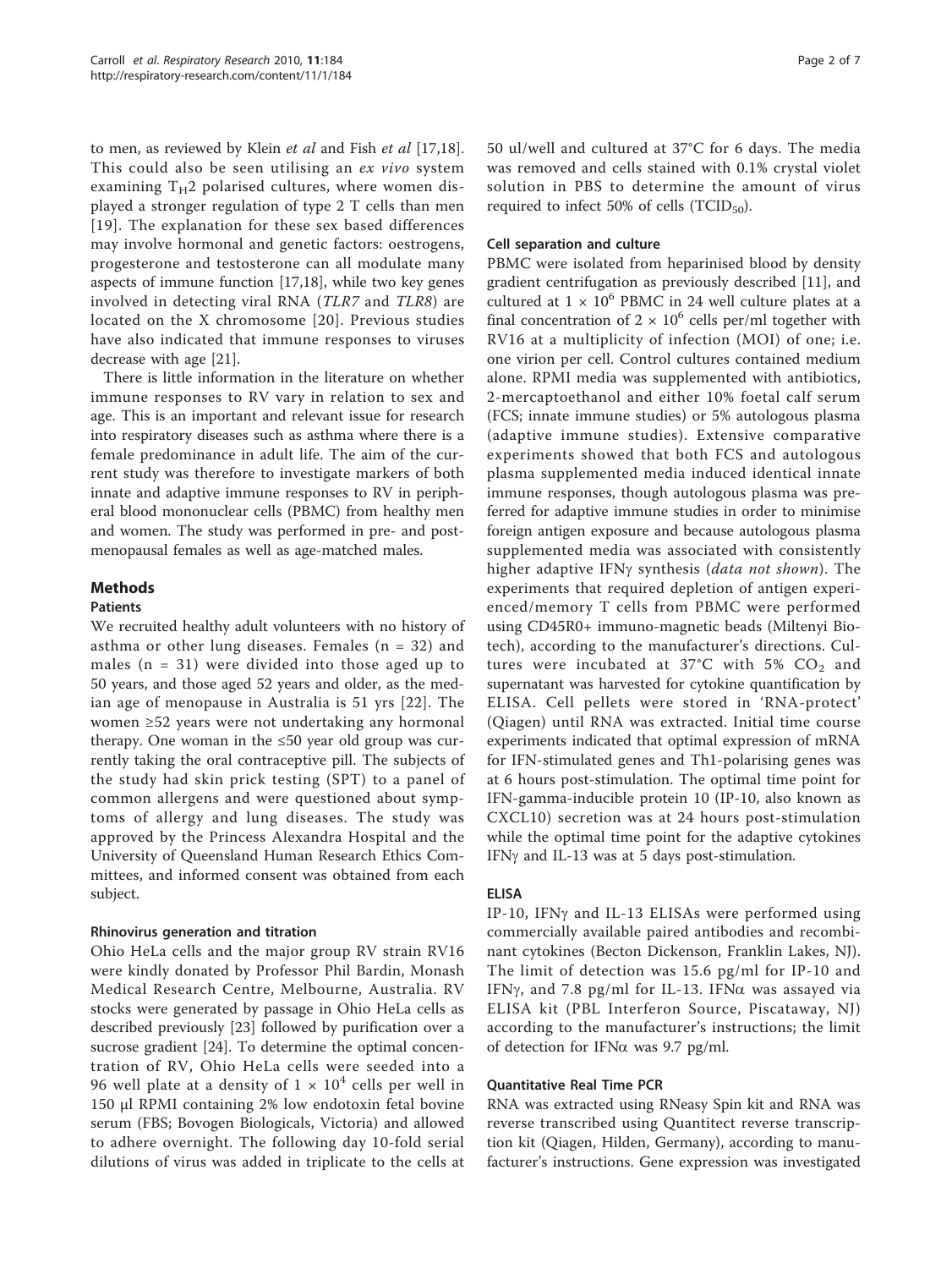to men, as reviewed by Klein *et al* and Fish *et al* [17,18]. This could also be seen utilising an *ex vivo* system examining $T_H2$ polarised cultures, where women displayed a stronger regulation of type 2 T cells than men [19]. The explanation for these sex based differences may involve hormonal and genetic factors: oestrogens, progesterone and testosterone can all modulate many aspects of immune function [17,18], while two key genes involved in detecting viral RNA (*TLR7* and *TLR8*) are located on the X chromosome [20]. Previous studies have also indicated that immune responses to viruses decrease with age [21].

There is little information in the literature on whether immune responses to RV vary in relation to sex and age. This is an important and relevant issue for research into respiratory diseases such as asthma where there is a female predominance in adult life. The aim of the current study was therefore to investigate markers of both innate and adaptive immune responses to RV in peripheral blood mononuclear cells (PBMC) from healthy men and women. The study was performed in pre- and post-menopausal females as well as age-matched males.

## Methods

### Patients

We recruited healthy adult volunteers with no history of asthma or other lung diseases. Females (n = 32) and males (n = 31) were divided into those aged up to 50 years, and those aged 52 years and older, as the median age of menopause in Australia is 51 yrs [22]. The women ≥52 years were not undertaking any hormonal therapy. One woman in the ≤50 year old group was currently taking the oral contraceptive pill. The subjects of the study had skin prick testing (SPT) to a panel of common allergens and were questioned about symptoms of allergy and lung diseases. The study was approved by the Princess Alexandra Hospital and the University of Queensland Human Research Ethics Committees, and informed consent was obtained from each subject.

### Rhinovirus generation and titration

Ohio HeLa cells and the major group RV strain RV16 were kindly donated by Professor Phil Bardin, Monash Medical Research Centre, Melbourne, Australia. RV stocks were generated by passage in Ohio HeLa cells as described previously [23] followed by purification over a sucrose gradient [24]. To determine the optimal concentration of RV, Ohio HeLa cells were seeded into a 96 well plate at a density of $1 \times 10^4$ cells per well in 150 μl RPMI containing 2% low endotoxin fetal bovine serum (FBS; Bovogen Biologicals, Victoria) and allowed to adhere overnight. The following day 10-fold serial dilutions of virus was added in triplicate to the cells at 50 ul/well and cultured at 37°C for 6 days. The media was removed and cells stained with 0.1% crystal violet solution in PBS to determine the amount of virus required to infect 50% of cells ($TCID_{50}$).

### Cell separation and culture

PBMC were isolated from heparinised blood by density gradient centrifugation as previously described [11], and cultured at $1 \times 10^6$ PBMC in 24 well culture plates at a final concentration of $2 \times 10^6$ cells per/ml together with RV16 at a multiplicity of infection (MOI) of one; i.e. one virion per cell. Control cultures contained medium alone. RPMI media was supplemented with antibiotics, 2-mercaptoethanol and either 10% foetal calf serum (FCS; innate immune studies) or 5% autologous plasma (adaptive immune studies). Extensive comparative experiments showed that both FCS and autologous plasma supplemented media induced identical innate immune responses, though autologous plasma was preferred for adaptive immune studies in order to minimise foreign antigen exposure and because autologous plasma supplemented media was associated with consistently higher adaptive IFNγ synthesis (*data not shown*). The experiments that required depletion of antigen experienced/memory T cells from PBMC were performed using CD45R0+ immuno-magnetic beads (Miltenyi Biotech), according to the manufacturer's directions. Cultures were incubated at 37°C with 5% $CO_2$ and supernatant was harvested for cytokine quantification by ELISA. Cell pellets were stored in 'RNA-protect' (Qiagen) until RNA was extracted. Initial time course experiments indicated that optimal expression of mRNA for IFN-stimulated genes and Th1-polarising genes was at 6 hours post-stimulation. The optimal time point for IFN-gamma-inducible protein 10 (IP-10, also known as CXCL10) secretion was at 24 hours post-stimulation while the optimal time point for the adaptive cytokines IFNγ and IL-13 was at 5 days post-stimulation.

### ELISA

IP-10, IFNγ and IL-13 ELISAs were performed using commercially available paired antibodies and recombinant cytokines (Becton Dickenson, Franklin Lakes, NJ). The limit of detection was 15.6 pg/ml for IP-10 and IFNγ, and 7.8 pg/ml for IL-13. IFNα was assayed via ELISA kit (PBL Interferon Source, Piscataway, NJ) according to the manufacturer's instructions; the limit of detection for IFNα was 9.7 pg/ml.

### Quantitative Real Time PCR

RNA was extracted using RNeasy Spin kit and RNA was reverse transcribed using Quantitect reverse transcription kit (Qiagen, Hilden, Germany), according to manufacturer's instructions. Gene expression was investigated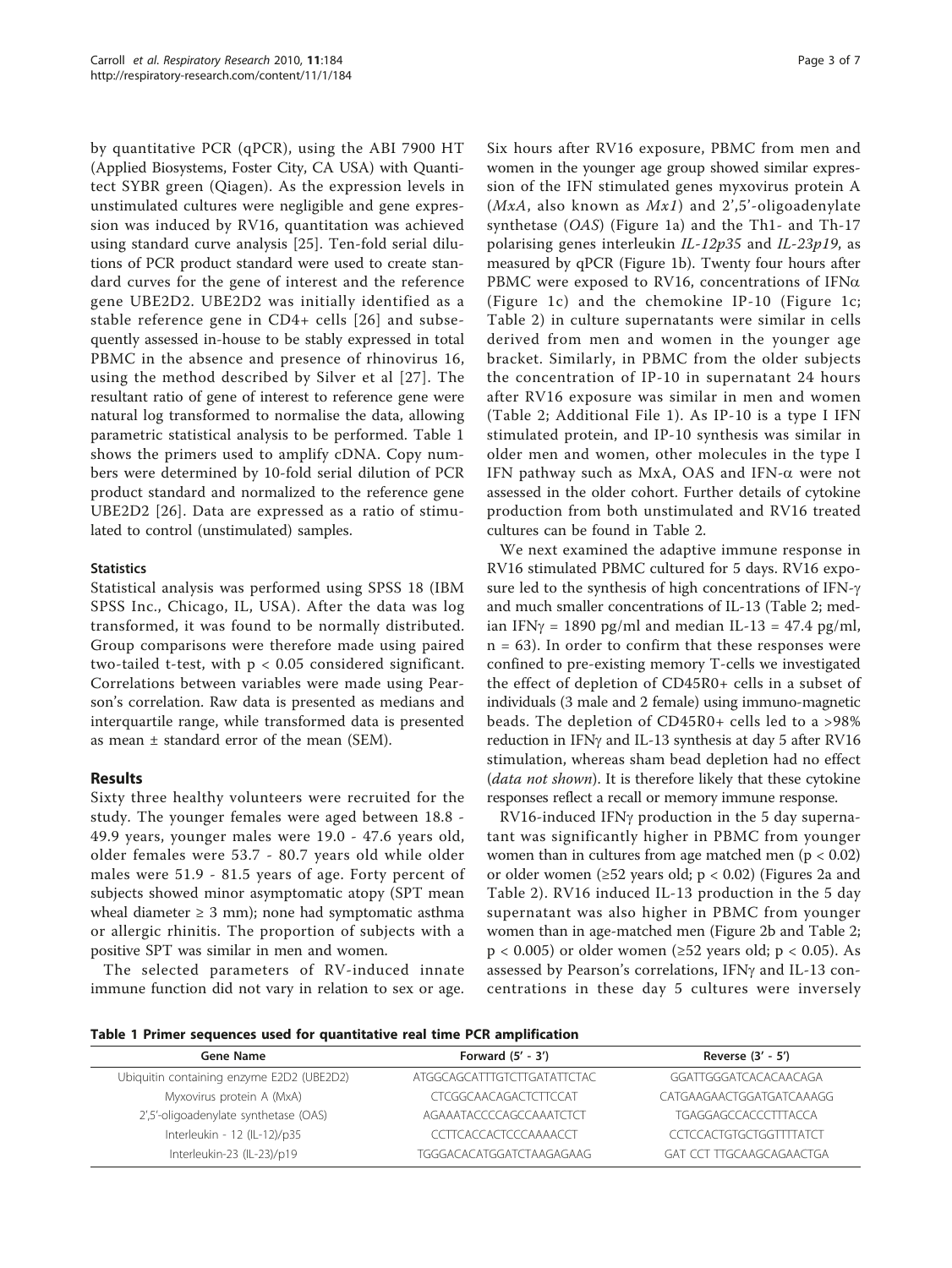by quantitative PCR (qPCR), using the ABI 7900 HT (Applied Biosystems, Foster City, CA USA) with Quantitect SYBR green (Qiagen). As the expression levels in unstimulated cultures were negligible and gene expression was induced by RV16, quantitation was achieved using standard curve analysis [25]. Ten-fold serial dilutions of PCR product standard were used to create standard curves for the gene of interest and the reference gene UBE2D2. UBE2D2 was initially identified as a stable reference gene in CD4+ cells [26] and subsequently assessed in-house to be stably expressed in total PBMC in the absence and presence of rhinovirus 16, using the method described by Silver et al [27]. The resultant ratio of gene of interest to reference gene were natural log transformed to normalise the data, allowing parametric statistical analysis to be performed. Table 1 shows the primers used to amplify cDNA. Copy numbers were determined by 10-fold serial dilution of PCR product standard and normalized to the reference gene UBE2D2 [26]. Data are expressed as a ratio of stimulated to control (unstimulated) samples.

### Statistics

Statistical analysis was performed using SPSS 18 (IBM SPSS Inc., Chicago, IL, USA). After the data was log transformed, it was found to be normally distributed. Group comparisons were therefore made using paired two-tailed t-test, with $p < 0.05$ considered significant. Correlations between variables were made using Pearson's correlation. Raw data is presented as medians and interquartile range, while transformed data is presented as mean ± standard error of the mean (SEM).

## Results

Sixty three healthy volunteers were recruited for the study. The younger females were aged between 18.8 - 49.9 years, younger males were 19.0 - 47.6 years old, older females were 53.7 - 80.7 years old while older males were 51.9 - 81.5 years of age. Forty percent of subjects showed minor asymptomatic atopy (SPT mean wheal diameter ≥ 3 mm); none had symptomatic asthma or allergic rhinitis. The proportion of subjects with a positive SPT was similar in men and women.

The selected parameters of RV-induced innate immune function did not vary in relation to sex or age. Six hours after RV16 exposure, PBMC from men and women in the younger age group showed similar expression of the IFN stimulated genes myxovirus protein A (*MxA*, also known as *Mx1*) and 2',5'-oligoadenylate synthetase (*OAS*) (Figure 1a) and the Th1- and Th-17 polarising genes interleukin *IL-12p35* and *IL-23p19*, as measured by qPCR (Figure 1b). Twenty four hours after PBMC were exposed to RV16, concentrations of IFNα (Figure 1c) and the chemokine IP-10 (Figure 1c; Table 2) in culture supernatants were similar in cells derived from men and women in the younger age bracket. Similarly, in PBMC from the older subjects the concentration of IP-10 in supernatant 24 hours after RV16 exposure was similar in men and women (Table 2; Additional File 1). As IP-10 is a type I IFN stimulated protein, and IP-10 synthesis was similar in older men and women, other molecules in the type I IFN pathway such as MxA, OAS and IFN-α were not assessed in the older cohort. Further details of cytokine production from both unstimulated and RV16 treated cultures can be found in Table 2.

We next examined the adaptive immune response in RV16 stimulated PBMC cultured for 5 days. RV16 exposure led to the synthesis of high concentrations of IFN-γ and much smaller concentrations of IL-13 (Table 2; median IFNγ = 1890 pg/ml and median IL-13 = 47.4 pg/ml, $n = 63$). In order to confirm that these responses were confined to pre-existing memory T-cells we investigated the effect of depletion of CD45R0+ cells in a subset of individuals (3 male and 2 female) using immuno-magnetic beads. The depletion of CD45R0+ cells led to a >98% reduction in IFNγ and IL-13 synthesis at day 5 after RV16 stimulation, whereas sham bead depletion had no effect (*data not shown*). It is therefore likely that these cytokine responses reflect a recall or memory immune response.

RV16-induced IFNγ production in the 5 day supernatant was significantly higher in PBMC from younger women than in cultures from age matched men ($p < 0.02$) or older women (≥52 years old; $p < 0.02$) (Figures 2a and Table 2). RV16 induced IL-13 production in the 5 day supernatant was also higher in PBMC from younger women than in age-matched men (Figure 2b and Table 2; $p < 0.005$) or older women (≥52 years old; $p < 0.05$). As assessed by Pearson's correlations, IFNγ and IL-13 concentrations in these day 5 cultures were inversely

**Table 1 Primer sequences used for quantitative real time PCR amplification**

| Gene Name | Forward (5' - 3') | Reverse (3' - 5') |
|---|---|---|
| Ubiquitin containing enzyme E2D2 (UBE2D2) | ATGGCAGCATTTGTCTTGATATTCTAC | GGATTGGGATCACACAACAGA |
| Myxovirus protein A (MxA) | CTCGGCAACAGACTCTTCCAT | CATGAAGAACTGGATGATCAAAGG |
| 2',5'-oligoadenylate synthetase (OAS) | AGAAATACCCCAGCCAAATCTCT | TGAGGAGCCACCCTTTACCA |
| Interleukin - 12 (IL-12)/p35 | CCTTCACCACTCCCAAAACCT | CCTCCACTGTGCTGGTTTTATCT |
| Interleukin-23 (IL-23)/p19 | TGGGACACATGGATCTAAGAGAAG | GAT CCT TTGCAAGCAGAACTGA |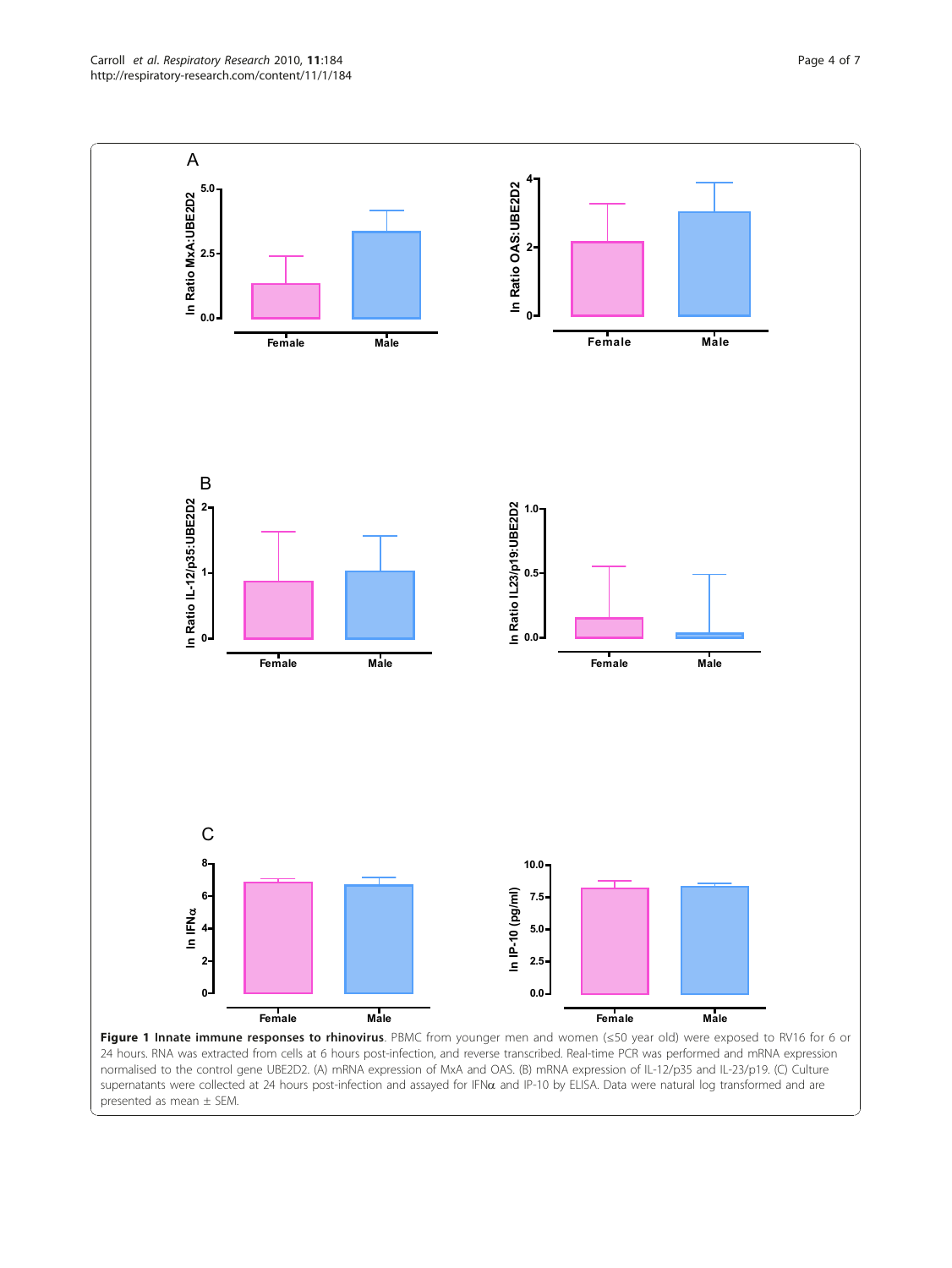A

ln Ratio MxA:UBE2D2

5.0

2.5

0.0

Female

Male

ln Ratio OAS:UBE2D2

4

2

0

Female

Male

B

ln Ratio IL-12/p35:UBE2D2

2

1

0

Female

Male

ln Ratio IL23/p19:UBE2D2

1.0

0.5

0.0

Female

Male

C

ln IFNα

8

6

4

2

0

Female

Male

ln IP-10 (pg/ml)

10.0

7.5

5.0

2.5

0.0

Female

Male

**Figure 1 Innate immune responses to rhinovirus**. PBMC from younger men and women (≤50 year old) were exposed to RV16 for 6 or 24 hours. RNA was extracted from cells at 6 hours post-infection, and reverse transcribed. Real-time PCR was performed and mRNA expression normalised to the control gene UBE2D2. (A) mRNA expression of MxA and OAS. (B) mRNA expression of IL-12/p35 and IL-23/p19. (C) Culture supernatants were collected at 24 hours post-infection and assayed for IFNα and IP-10 by ELISA. Data were natural log transformed and are presented as mean ± SEM.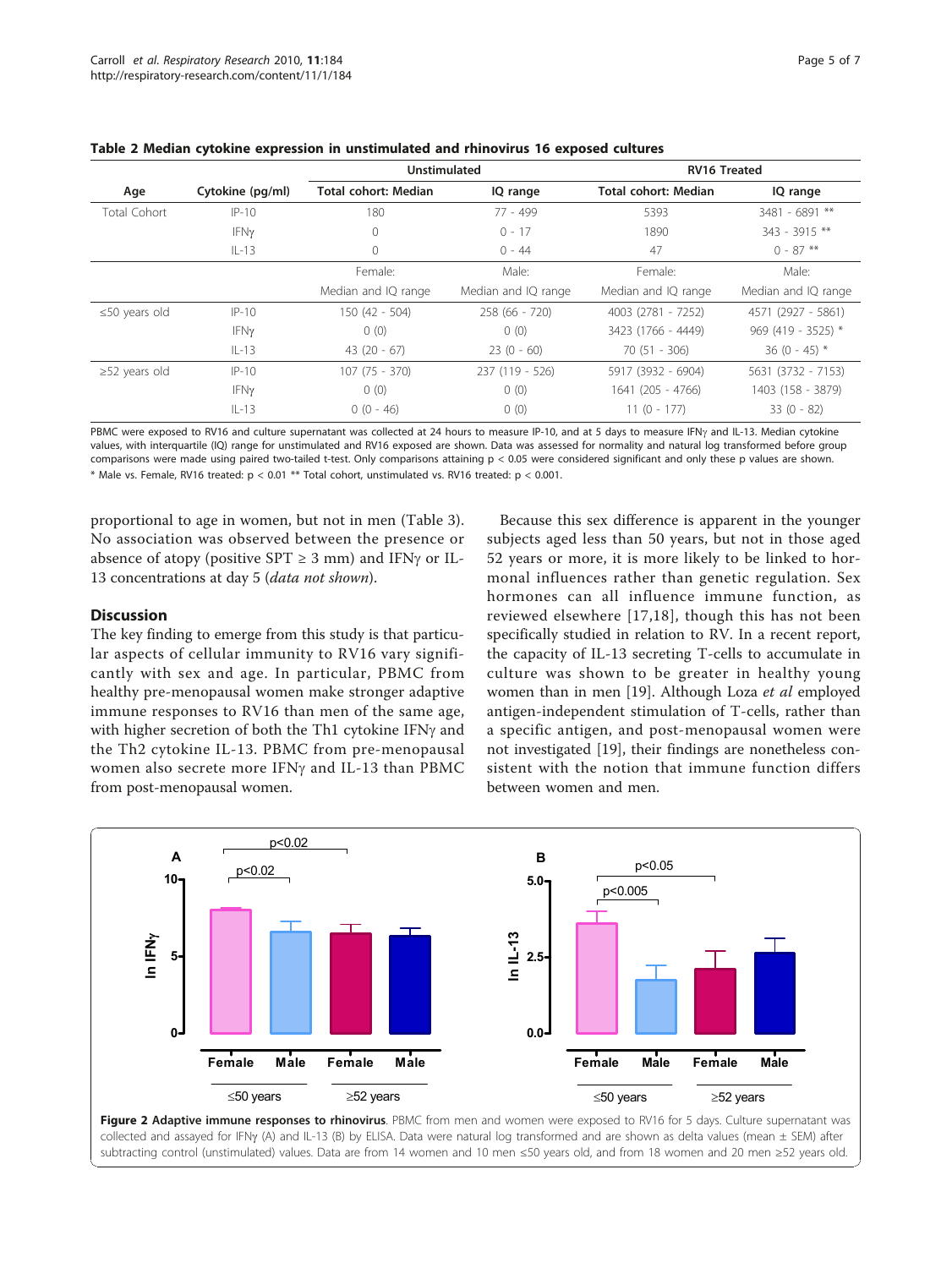**Table 2 Median cytokine expression in unstimulated and rhinovirus 16 exposed cultures**

| Age | Cytokine (pg/ml) | Unstimulated | | RV16 Treated | |
|---|---|---|---|---|---|
| | | Total cohort: Median | IQ range | Total cohort: Median | IQ range |
| Total Cohort | IP-10 | 180 | 77 - 499 | 5393 | 3481 - 6891 ** |
| | IFNγ | 0 | 0 - 17 | 1890 | 343 - 3915 ** |
| | IL-13 | 0 | 0 - 44 | 47 | 0 - 87 ** |
| | | Female: Median and IQ range | Male: Median and IQ range | Female: Median and IQ range | Male: Median and IQ range |
| ≤50 years old | IP-10 | 150 (42 - 504) | 258 (66 - 720) | 4003 (2781 - 7252) | 4571 (2927 - 5861) |
| | IFNγ | 0 (0) | 0 (0) | 3423 (1766 - 4449) | 969 (419 - 3525) * |
| | IL-13 | 43 (20 - 67) | 23 (0 - 60) | 70 (51 - 306) | 36 (0 - 45) * |
| ≥52 years old | IP-10 | 107 (75 - 370) | 237 (119 - 526) | 5917 (3932 - 6904) | 5631 (3732 - 7153) |
| | IFNγ | 0 (0) | 0 (0) | 1641 (205 - 4766) | 1403 (158 - 3879) |
| | IL-13 | 0 (0 - 46) | 0 (0) | 11 (0 - 177) | 33 (0 - 82) |

PBMC were exposed to RV16 and culture supernatant was collected at 24 hours to measure IP-10, and at 5 days to measure IFNγ and IL-13. Median cytokine values, with interquartile (IQ) range for unstimulated and RV16 exposed are shown. Data was assessed for normality and natural log transformed before group comparisons were made using paired two-tailed t-test. Only comparisons attaining $p < 0.05$ were considered significant and only these p values are shown.
* Male vs. Female, RV16 treated: $p < 0.01$ ** Total cohort, unstimulated vs. RV16 treated: $p < 0.001$.

proportional to age in women, but not in men (Table 3). No association was observed between the presence or absence of atopy (positive SPT ≥ 3 mm) and IFNγ or IL-13 concentrations at day 5 (*data not shown*).

## Discussion

The key finding to emerge from this study is that particular aspects of cellular immunity to RV16 vary significantly with sex and age. In particular, PBMC from healthy pre-menopausal women make stronger adaptive immune responses to RV16 than men of the same age, with higher secretion of both the Th1 cytokine IFNγ and the Th2 cytokine IL-13. PBMC from pre-menopausal women also secrete more IFNγ and IL-13 than PBMC from post-menopausal women.

Because this sex difference is apparent in the younger subjects aged less than 50 years, but not in those aged 52 years or more, it is more likely to be linked to hormonal influences rather than genetic regulation. Sex hormones can all influence immune function, as reviewed elsewhere [17,18], though this has not been specifically studied in relation to RV. In a recent report, the capacity of IL-13 secreting T-cells to accumulate in culture was shown to be greater in healthy young women than in men [19]. Although Loza *et al* employed antigen-independent stimulation of T-cells, rather than a specific antigen, and post-menopausal women were not investigated [19], their findings are nonetheless consistent with the notion that immune function differs between women and men.

**Figure 2 Adaptive immune responses to rhinovirus**. PBMC from men and women were exposed to RV16 for 5 days. Culture supernatant was collected and assayed for IFNγ (A) and IL-13 (B) by ELISA. Data were natural log transformed and are shown as delta values (mean ± SEM) after subtracting control (unstimulated) values. Data are from 14 women and 10 men ≤50 years old, and from 18 women and 20 men ≥52 years old.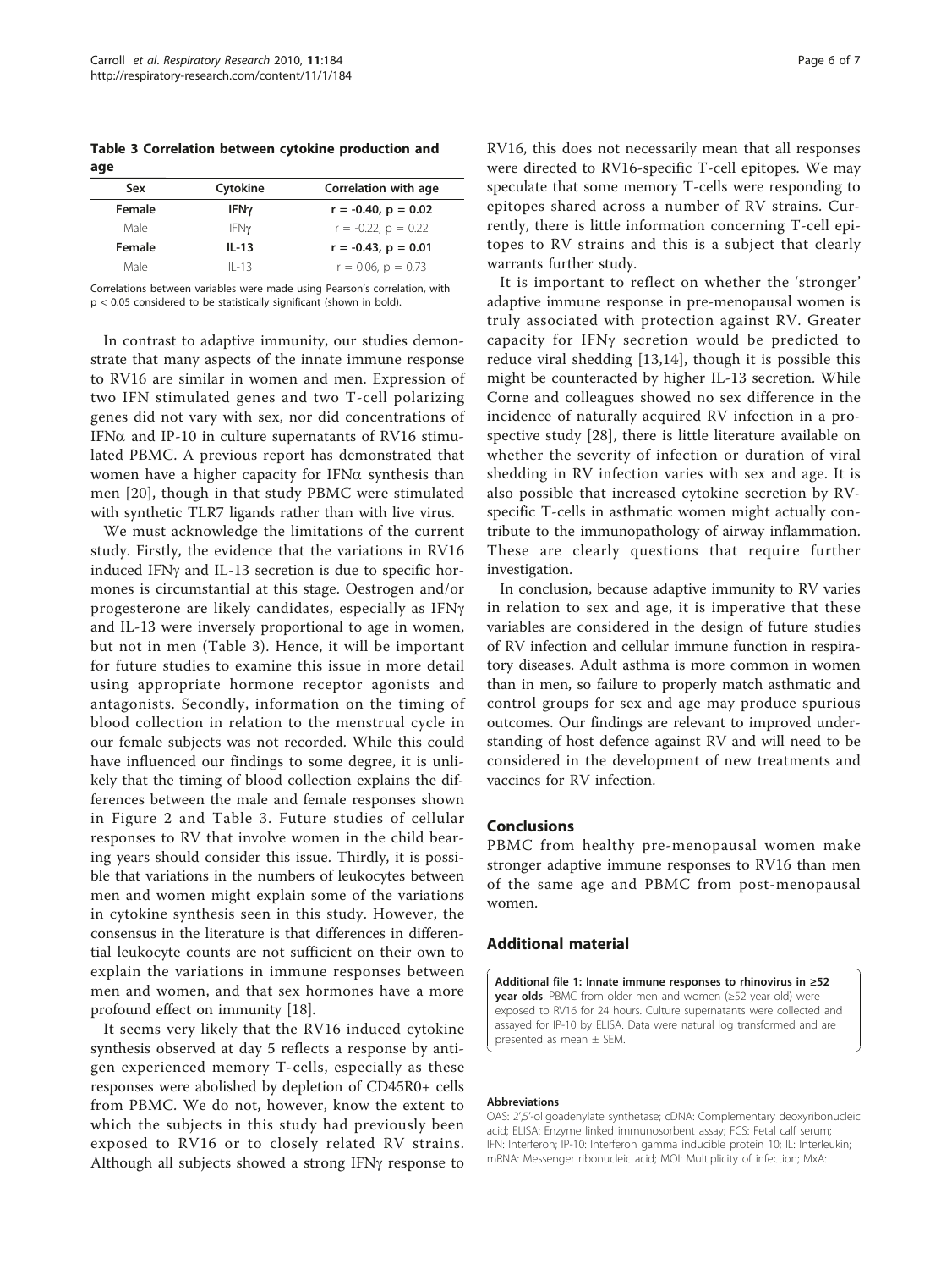**Table 3 Correlation between cytokine production and age**

| Sex | Cytokine | Correlation with age |
|---|---|---|
| **Female** | **IFNγ** | **r = -0.40, p = 0.02** |
| Male | IFNγ | r = -0.22, p = 0.22 |
| **Female** | **IL-13** | **r = -0.43, p = 0.01** |
| Male | IL-13 | r = 0.06, p = 0.73 |

Correlations between variables were made using Pearson's correlation, with $p < 0.05$ considered to be statistically significant (shown in bold).

In contrast to adaptive immunity, our studies demonstrate that many aspects of the innate immune response to RV16 are similar in women and men. Expression of two IFN stimulated genes and two T-cell polarizing genes did not vary with sex, nor did concentrations of IFNα and IP-10 in culture supernatants of RV16 stimulated PBMC. A previous report has demonstrated that women have a higher capacity for IFNα synthesis than men [20], though in that study PBMC were stimulated with synthetic TLR7 ligands rather than with live virus.

We must acknowledge the limitations of the current study. Firstly, the evidence that the variations in RV16 induced IFNγ and IL-13 secretion is due to specific hormones is circumstantial at this stage. Oestrogen and/or progesterone are likely candidates, especially as IFNγ and IL-13 were inversely proportional to age in women, but not in men (Table 3). Hence, it will be important for future studies to examine this issue in more detail using appropriate hormone receptor agonists and antagonists. Secondly, information on the timing of blood collection in relation to the menstrual cycle in our female subjects was not recorded. While this could have influenced our findings to some degree, it is unlikely that the timing of blood collection explains the differences between the male and female responses shown in Figure 2 and Table 3. Future studies of cellular responses to RV that involve women in the child bearing years should consider this issue. Thirdly, it is possible that variations in the numbers of leukocytes between men and women might explain some of the variations in cytokine synthesis seen in this study. However, the consensus in the literature is that differences in differential leukocyte counts are not sufficient on their own to explain the variations in immune responses between men and women, and that sex hormones have a more profound effect on immunity [18].

It seems very likely that the RV16 induced cytokine synthesis observed at day 5 reflects a response by antigen experienced memory T-cells, especially as these responses were abolished by depletion of CD45R0+ cells from PBMC. We do not, however, know the extent to which the subjects in this study had previously been exposed to RV16 or to closely related RV strains. Although all subjects showed a strong IFNγ response to RV16, this does not necessarily mean that all responses were directed to RV16-specific T-cell epitopes. We may speculate that some memory T-cells were responding to epitopes shared across a number of RV strains. Currently, there is little information concerning T-cell epitopes to RV strains and this is a subject that clearly warrants further study.

It is important to reflect on whether the 'stronger' adaptive immune response in pre-menopausal women is truly associated with protection against RV. Greater capacity for IFNγ secretion would be predicted to reduce viral shedding [13,14], though it is possible this might be counteracted by higher IL-13 secretion. While Corne and colleagues showed no sex difference in the incidence of naturally acquired RV infection in a prospective study [28], there is little literature available on whether the severity of infection or duration of viral shedding in RV infection varies with sex and age. It is also possible that increased cytokine secretion by RV-specific T-cells in asthmatic women might actually contribute to the immunopathology of airway inflammation. These are clearly questions that require further investigation.

In conclusion, because adaptive immunity to RV varies in relation to sex and age, it is imperative that these variables are considered in the design of future studies of RV infection and cellular immune function in respiratory diseases. Adult asthma is more common in women than in men, so failure to properly match asthmatic and control groups for sex and age may produce spurious outcomes. Our findings are relevant to improved understanding of host defence against RV and will need to be considered in the development of new treatments and vaccines for RV infection.

## Conclusions

PBMC from healthy pre-menopausal women make stronger adaptive immune responses to RV16 than men of the same age and PBMC from post-menopausal women.

## Additional material

**Additional file 1: Innate immune responses to rhinovirus in ≥52 year olds**. PBMC from older men and women (≥52 year old) were exposed to RV16 for 24 hours. Culture supernatants were collected and assayed for IP-10 by ELISA. Data were natural log transformed and are presented as mean ± SEM.

#### Abbreviations

OAS: 2',5'-oligoadenylate synthetase; cDNA: Complementary deoxyribonucleic acid; ELISA: Enzyme linked immunosorbent assay; FCS: Fetal calf serum; IFN: Interferon; IP-10: Interferon gamma inducible protein 10; IL: Interleukin; mRNA: Messenger ribonucleic acid; MOI: Multiplicity of infection; MxA: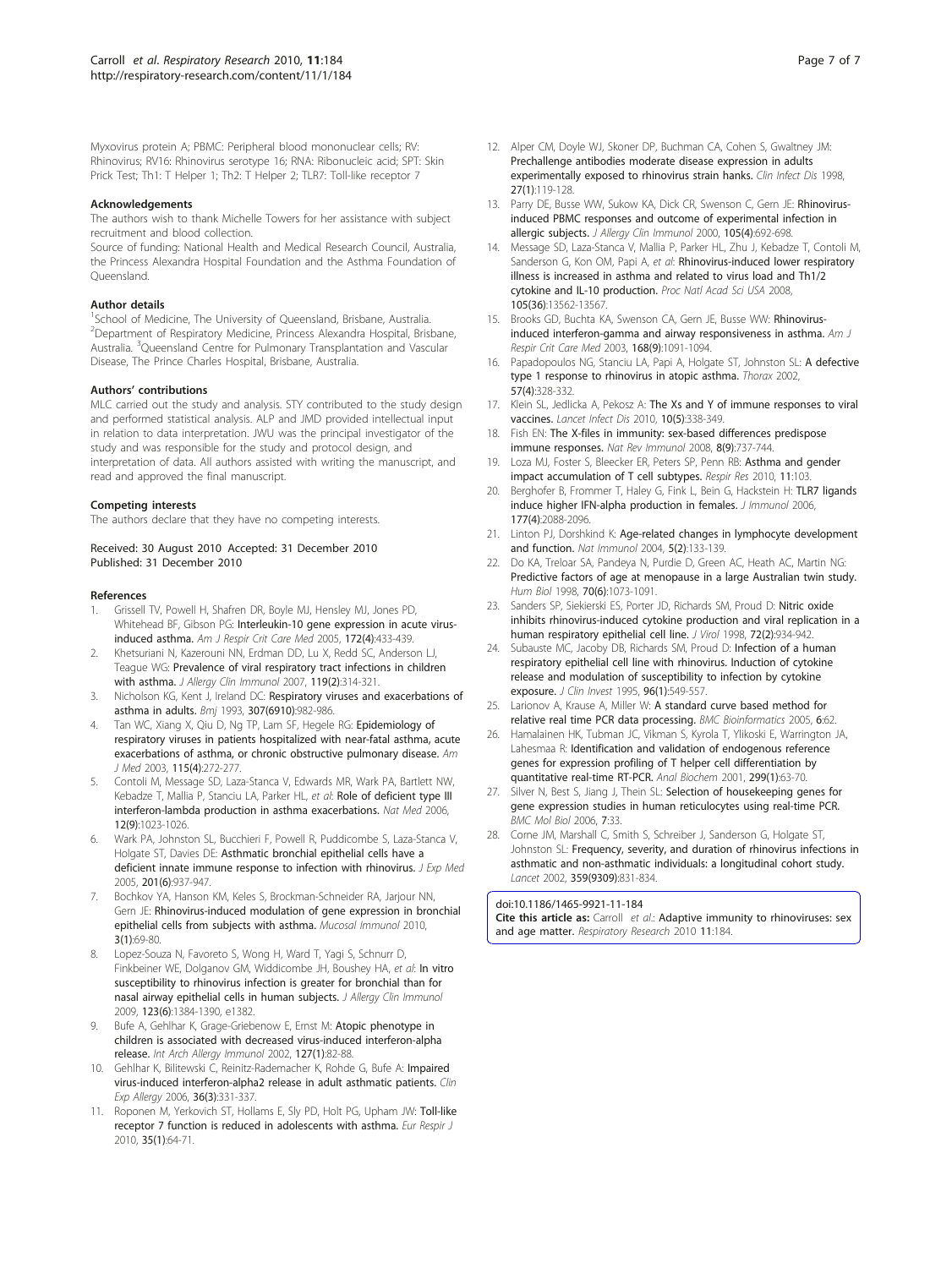Myxovirus protein A; PBMC: Peripheral blood mononuclear cells; RV: Rhinovirus; RV16: Rhinovirus serotype 16; RNA: Ribonucleic acid; SPT: Skin Prick Test; Th1: T Helper 1; Th2: T Helper 2; TLR7: Toll-like receptor 7

### Acknowledgements

The authors wish to thank Michelle Towers for her assistance with subject recruitment and blood collection.

Source of funding: National Health and Medical Research Council, Australia, the Princess Alexandra Hospital Foundation and the Asthma Foundation of Queensland.

### Author details

[1]School of Medicine, The University of Queensland, Brisbane, Australia. [2]Department of Respiratory Medicine, Princess Alexandra Hospital, Brisbane, Australia. [3]Queensland Centre for Pulmonary Transplantation and Vascular Disease, The Prince Charles Hospital, Brisbane, Australia.

### Authors' contributions

MLC carried out the study and analysis. STY contributed to the study design and performed statistical analysis. ALP and JMD provided intellectual input in relation to data interpretation. JWU was the principal investigator of the study and was responsible for the study and protocol design, and interpretation of data. All authors assisted with writing the manuscript, and read and approved the final manuscript.

### Competing interests

The authors declare that they have no competing interests.

Received: 30 August 2010 Accepted: 31 December 2010
Published: 31 December 2010

### References

1. Grissell TV, Powell H, Shafren DR, Boyle MJ, Hensley MJ, Jones PD, Whitehead BF, Gibson PG: **Interleukin-10 gene expression in acute virus-induced asthma.** *Am J Respir Crit Care Med* 2005, **172(4)**:433-439.
2. Khetsuriani N, Kazerouni NN, Erdman DD, Lu X, Redd SC, Anderson LJ, Teague WG: **Prevalence of viral respiratory tract infections in children with asthma.** *J Allergy Clin Immunol* 2007, **119(2)**:314-321.
3. Nicholson KG, Kent J, Ireland DC: **Respiratory viruses and exacerbations of asthma in adults.** *Bmj* 1993, **307(6910)**:982-986.
4. Tan WC, Xiang X, Qiu D, Ng TP, Lam SF, Hegele RG: **Epidemiology of respiratory viruses in patients hospitalized with near-fatal asthma, acute exacerbations of asthma, or chronic obstructive pulmonary disease.** *Am J Med* 2003, **115(4)**:272-277.
5. Contoli M, Message SD, Laza-Stanca V, Edwards MR, Wark PA, Bartlett NW, Kebadze T, Mallia P, Stanciu LA, Parker HL, *et al*: **Role of deficient type III interferon-lambda production in asthma exacerbations.** *Nat Med* 2006, **12(9)**:1023-1026.
6. Wark PA, Johnston SL, Bucchieri F, Powell R, Puddicombe S, Laza-Stanca V, Holgate ST, Davies DE: **Asthmatic bronchial epithelial cells have a deficient innate immune response to infection with rhinovirus.** *J Exp Med* 2005, **201(6)**:937-947.
7. Bochkov YA, Hanson KM, Keles S, Brockman-Schneider RA, Jarjour NN, Gern JE: **Rhinovirus-induced modulation of gene expression in bronchial epithelial cells from subjects with asthma.** *Mucosal Immunol* 2010, **3(1)**:69-80.
8. Lopez-Souza N, Favoreto S, Wong H, Ward T, Yagi S, Schnurr D, Finkbeiner WE, Dolganov GM, Widdicombe JH, Boushey HA, *et al*: **In vitro susceptibility to rhinovirus infection is greater for bronchial than for nasal airway epithelial cells in human subjects.** *J Allergy Clin Immunol* 2009, **123(6)**:1384-1390, e1382.
9. Bufe A, Gehlhar K, Grage-Griebenow E, Ernst M: **Atopic phenotype in children is associated with decreased virus-induced interferon-alpha release.** *Int Arch Allergy Immunol* 2002, **127(1)**:82-88.
10. Gehlhar K, Bilitewski C, Reinitz-Rademacher K, Rohde G, Bufe A: **Impaired virus-induced interferon-alpha2 release in adult asthmatic patients.** *Clin Exp Allergy* 2006, **36(3)**:331-337.
11. Roponen M, Yerkovich ST, Hollams E, Sly PD, Holt PG, Upham JW: **Toll-like receptor 7 function is reduced in adolescents with asthma.** *Eur Respir J* 2010, **35(1)**:64-71.
12. Alper CM, Doyle WJ, Skoner DP, Buchman CA, Cohen S, Gwaltney JM: **Prechallenge antibodies moderate disease expression in adults experimentally exposed to rhinovirus strain hanks.** *Clin Infect Dis* 1998, **27(1)**:119-128.
13. Parry DE, Busse WW, Sukow KA, Dick CR, Swenson C, Gern JE: **Rhinovirus-induced PBMC responses and outcome of experimental infection in allergic subjects.** *J Allergy Clin Immunol* 2000, **105(4)**:692-698.
14. Message SD, Laza-Stanca V, Mallia P, Parker HL, Zhu J, Kebadze T, Contoli M, Sanderson G, Kon OM, Papi A, *et al*: **Rhinovirus-induced lower respiratory illness is increased in asthma and related to virus load and Th1/2 cytokine and IL-10 production.** *Proc Natl Acad Sci USA* 2008, **105(36)**:13562-13567.
15. Brooks GD, Buchta KA, Swenson CA, Gern JE, Busse WW: **Rhinovirus-induced interferon-gamma and airway responsiveness in asthma.** *Am J Respir Crit Care Med* 2003, **168(9)**:1091-1094.
16. Papadopoulos NG, Stanciu LA, Papi A, Holgate ST, Johnston SL: **A defective type 1 response to rhinovirus in atopic asthma.** *Thorax* 2002, **57(4)**:328-332.
17. Klein SL, Jedlicka A, Pekosz A: **The Xs and Y of immune responses to viral vaccines.** *Lancet Infect Dis* 2010, **10(5)**:338-349.
18. Fish EN: **The X-files in immunity: sex-based differences predispose immune responses.** *Nat Rev Immunol* 2008, **8(9)**:737-744.
19. Loza MJ, Foster S, Bleecker ER, Peters SP, Penn RB: **Asthma and gender impact accumulation of T cell subtypes.** *Respir Res* 2010, **11**:103.
20. Berghofer B, Frommer T, Haley G, Fink L, Bein G, Hackstein H: **TLR7 ligands induce higher IFN-alpha production in females.** *J Immunol* 2006, **177(4)**:2088-2096.
21. Linton PJ, Dorshkind K: **Age-related changes in lymphocyte development and function.** *Nat Immunol* 2004, **5(2)**:133-139.
22. Do KA, Treloar SA, Pandeya N, Purdie D, Green AC, Heath AC, Martin NG: **Predictive factors of age at menopause in a large Australian twin study.** *Hum Biol* 1998, **70(6)**:1073-1091.
23. Sanders SP, Siekierski ES, Porter JD, Richards SM, Proud D: **Nitric oxide inhibits rhinovirus-induced cytokine production and viral replication in a human respiratory epithelial cell line.** *J Virol* 1998, **72(2)**:934-942.
24. Subauste MC, Jacoby DB, Richards SM, Proud D: **Infection of a human respiratory epithelial cell line with rhinovirus. Induction of cytokine release and modulation of susceptibility to infection by cytokine exposure.** *J Clin Invest* 1995, **96(1)**:549-557.
25. Larionov A, Krause A, Miller W: **A standard curve based method for relative real time PCR data processing.** *BMC Bioinformatics* 2005, **6**:62.
26. Hamalainen HK, Tubman JC, Vikman S, Kyrola T, Ylikoski E, Warrington JA, Lahesmaa R: **Identification and validation of endogenous reference genes for expression profiling of T helper cell differentiation by quantitative real-time RT-PCR.** *Anal Biochem* 2001, **299(1)**:63-70.
27. Silver N, Best S, Jiang J, Thein SL: **Selection of housekeeping genes for gene expression studies in human reticulocytes using real-time PCR.** *BMC Mol Biol* 2006, **7**:33.
28. Corne JM, Marshall C, Smith S, Schreiber J, Sanderson G, Holgate ST, Johnston SL: **Frequency, severity, and duration of rhinovirus infections in asthmatic and non-asthmatic individuals: a longitudinal cohort study.** *Lancet* 2002, **359(9309)**:831-834.

doi:10.1186/1465-9921-11-184

**Cite this article as:** Carroll *et al.*: Adaptive immunity to rhinoviruses: sex and age matter. *Respiratory Research* 2010 **11**:184.